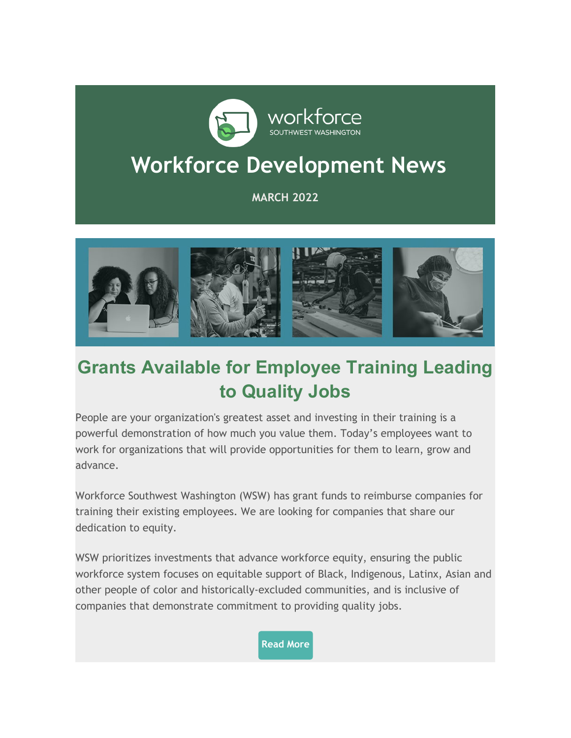workforce
SOUTHWEST WASHINGTON

# Workforce Development News

**MARCH 2022**

## Grants Available for Employee Training Leading to Quality Jobs

People are your organization's greatest asset and investing in their training is a powerful demonstration of how much you value them. Today's employees want to work for organizations that will provide opportunities for them to learn, grow and advance.

Workforce Southwest Washington (WSW) has grant funds to reimburse companies for training their existing employees. We are looking for companies that share our dedication to equity.

WSW prioritizes investments that advance workforce equity, ensuring the public workforce system focuses on equitable support of Black, Indigenous, Latinx, Asian and other people of color and historically-excluded communities, and is inclusive of companies that demonstrate commitment to providing quality jobs.

**Read More**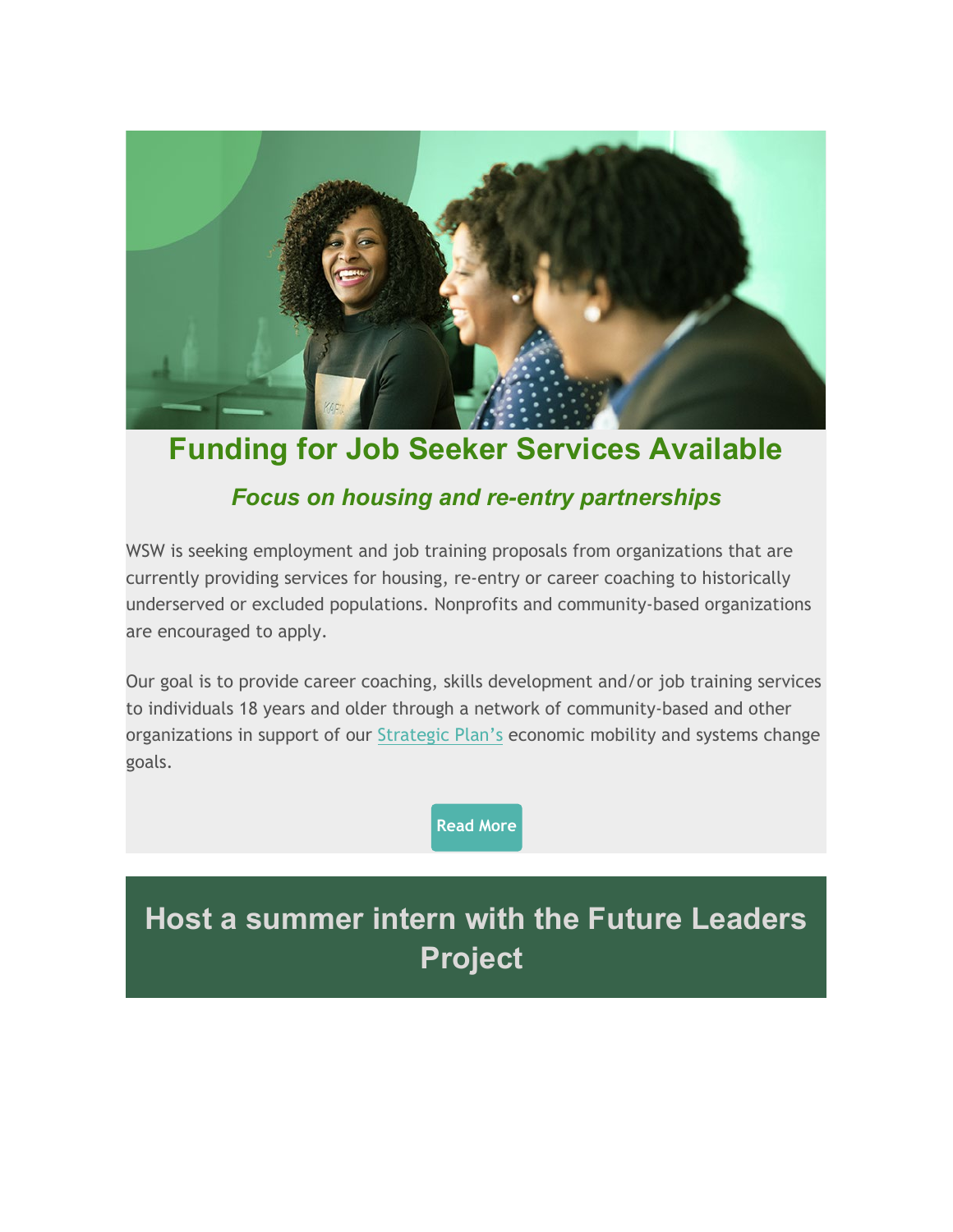# Funding for Job Seeker Services Available

### *Focus on housing and re-entry partnerships*

WSW is seeking employment and job training proposals from organizations that are currently providing services for housing, re-entry or career coaching to historically underserved or excluded populations. Nonprofits and community-based organizations are encouraged to apply.

Our goal is to provide career coaching, skills development and/or job training services to individuals 18 years and older through a network of community-based and other organizations in support of our [Strategic Plan's](#) economic mobility and systems change goals.

**Read More**

## Host a summer intern with the Future Leaders Project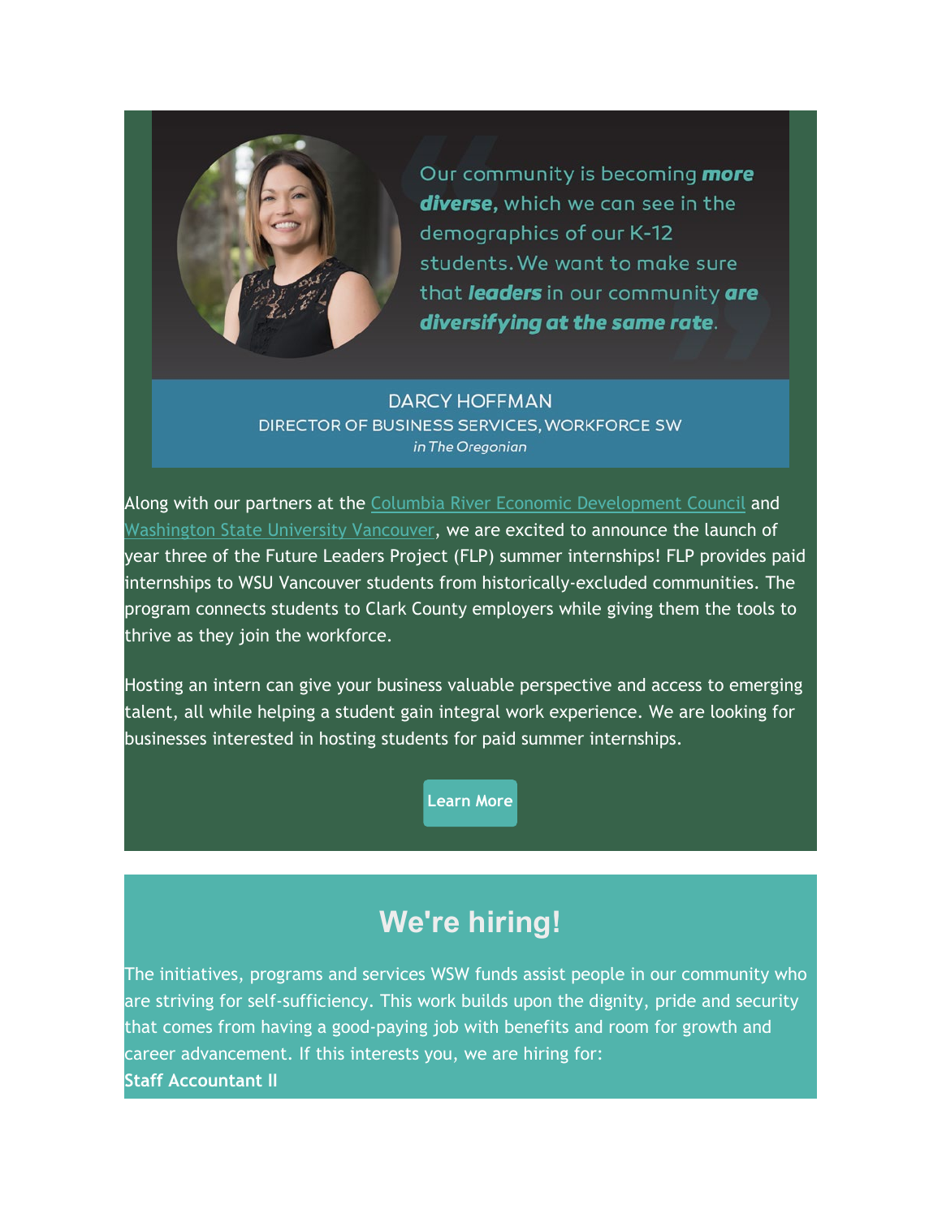Our community is becoming ***more diverse,*** which we can see in the demographics of our K-12 students. We want to make sure that ***leaders*** in our community ***are diversifying at the same rate***.

DARCY HOFFMAN
DIRECTOR OF BUSINESS SERVICES, WORKFORCE SW
*in The Oregonian*

Along with our partners at the Columbia River Economic Development Council and Washington State University Vancouver, we are excited to announce the launch of year three of the Future Leaders Project (FLP) summer internships! FLP provides paid internships to WSU Vancouver students from historically-excluded communities. The program connects students to Clark County employers while giving them the tools to thrive as they join the workforce.

Hosting an intern can give your business valuable perspective and access to emerging talent, all while helping a student gain integral work experience. We are looking for businesses interested in hosting students for paid summer internships.

**Learn More**

## We're hiring!

The initiatives, programs and services WSW funds assist people in our community who are striving for self-sufficiency. This work builds upon the dignity, pride and security that comes from having a good-paying job with benefits and room for growth and career advancement. If this interests you, we are hiring for:
**Staff Accountant II**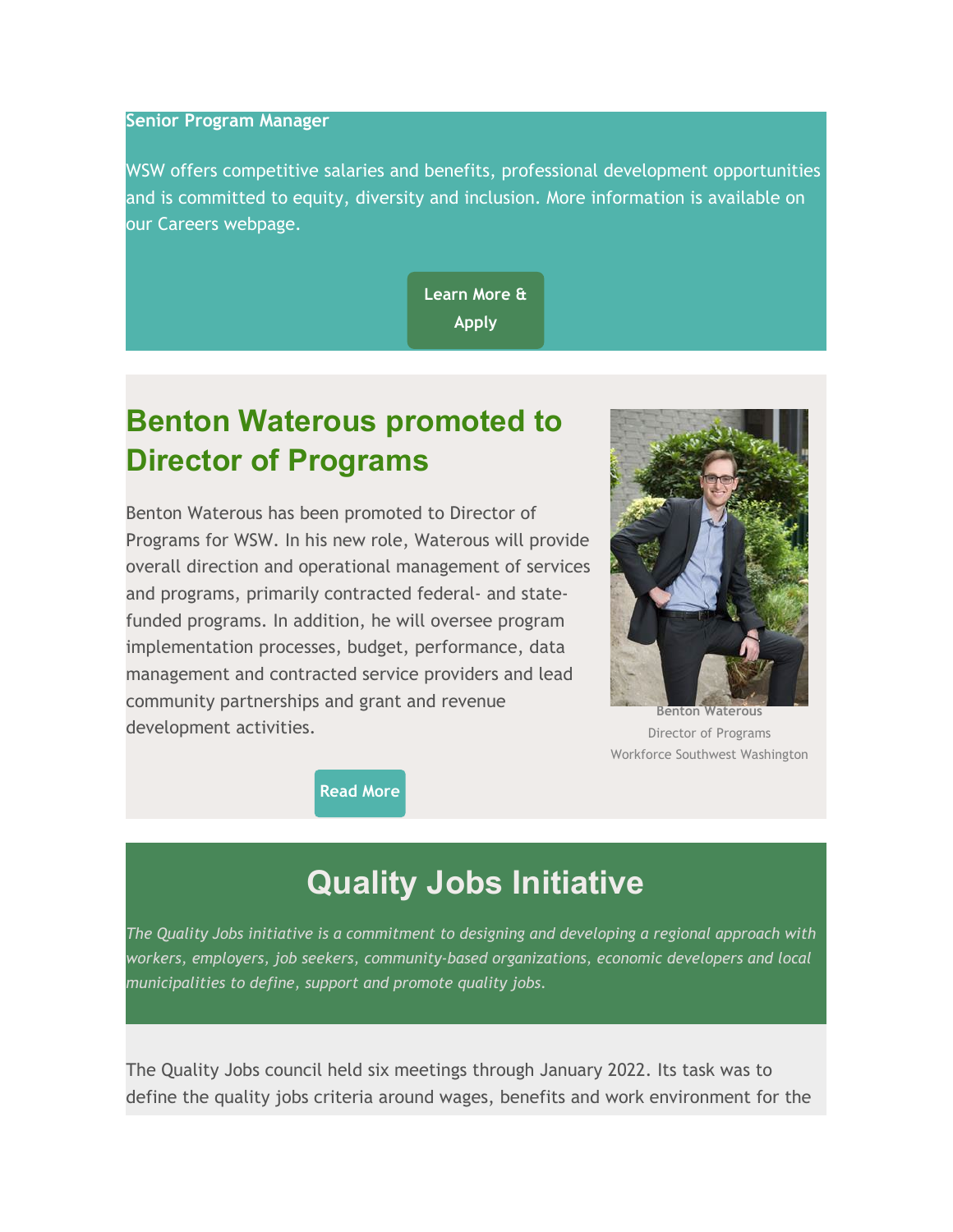**Senior Program Manager**

WSW offers competitive salaries and benefits, professional development opportunities and is committed to equity, diversity and inclusion. More information is available on our Careers webpage.

Learn More & Apply

## Benton Waterous promoted to Director of Programs

Benton Waterous has been promoted to Director of Programs for WSW. In his new role, Waterous will provide overall direction and operational management of services and programs, primarily contracted federal- and state-funded programs. In addition, he will oversee program implementation processes, budget, performance, data management and contracted service providers and lead community partnerships and grant and revenue development activities.

**Benton Waterous**
Director of Programs
Workforce Southwest Washington

Read More

# Quality Jobs Initiative

*The Quality Jobs initiative is a commitment to designing and developing a regional approach with workers, employers, job seekers, community-based organizations, economic developers and local municipalities to define, support and promote quality jobs.*

The Quality Jobs council held six meetings through January 2022. Its task was to define the quality jobs criteria around wages, benefits and work environment for the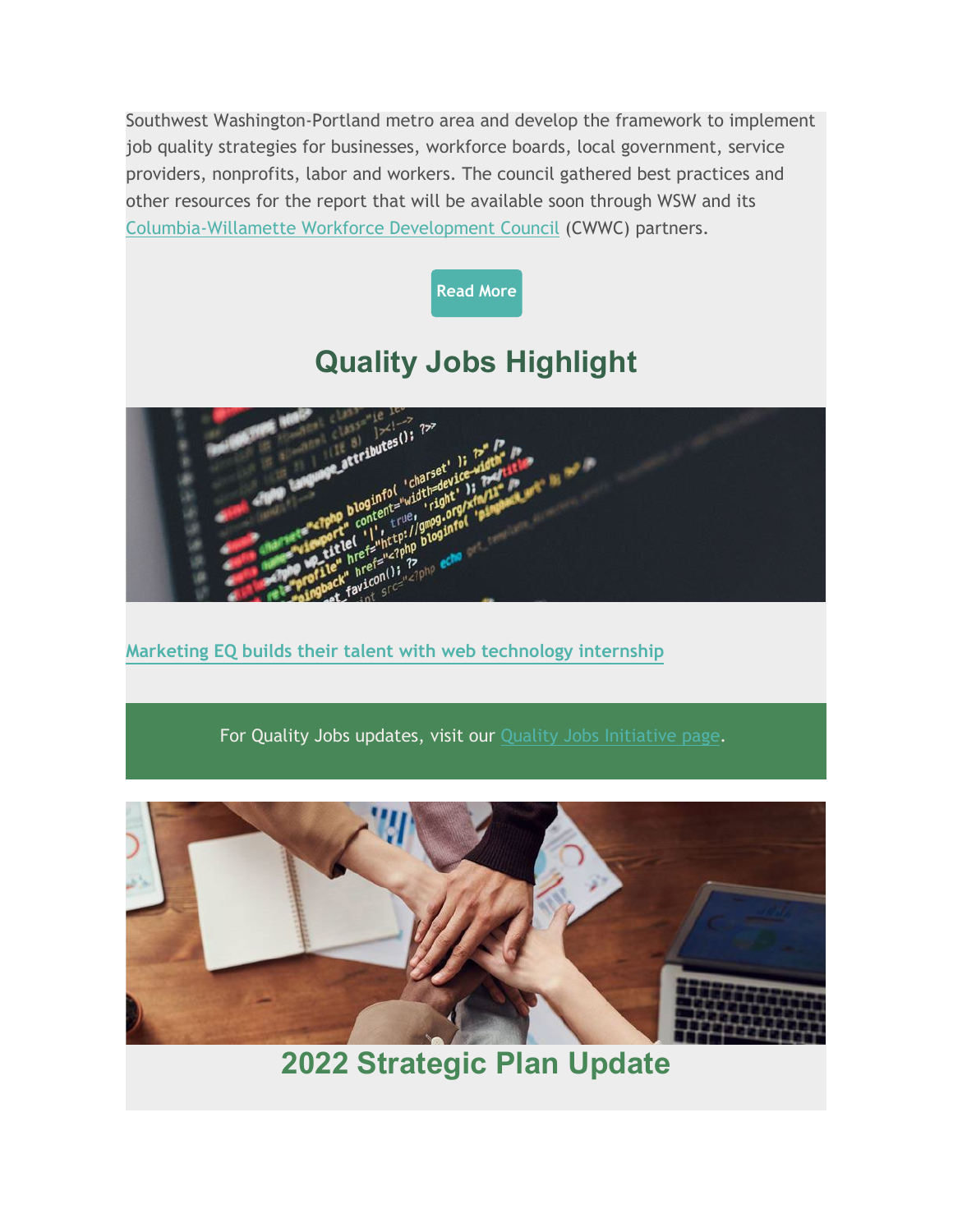Southwest Washington-Portland metro area and develop the framework to implement job quality strategies for businesses, workforce boards, local government, service providers, nonprofits, labor and workers. The council gathered best practices and other resources for the report that will be available soon through WSW and its Columbia-Willamette Workforce Development Council (CWWC) partners.

Read More

## Quality Jobs Highlight

Marketing EQ builds their talent with web technology internship

For Quality Jobs updates, visit our Quality Jobs Initiative page.

## 2022 Strategic Plan Update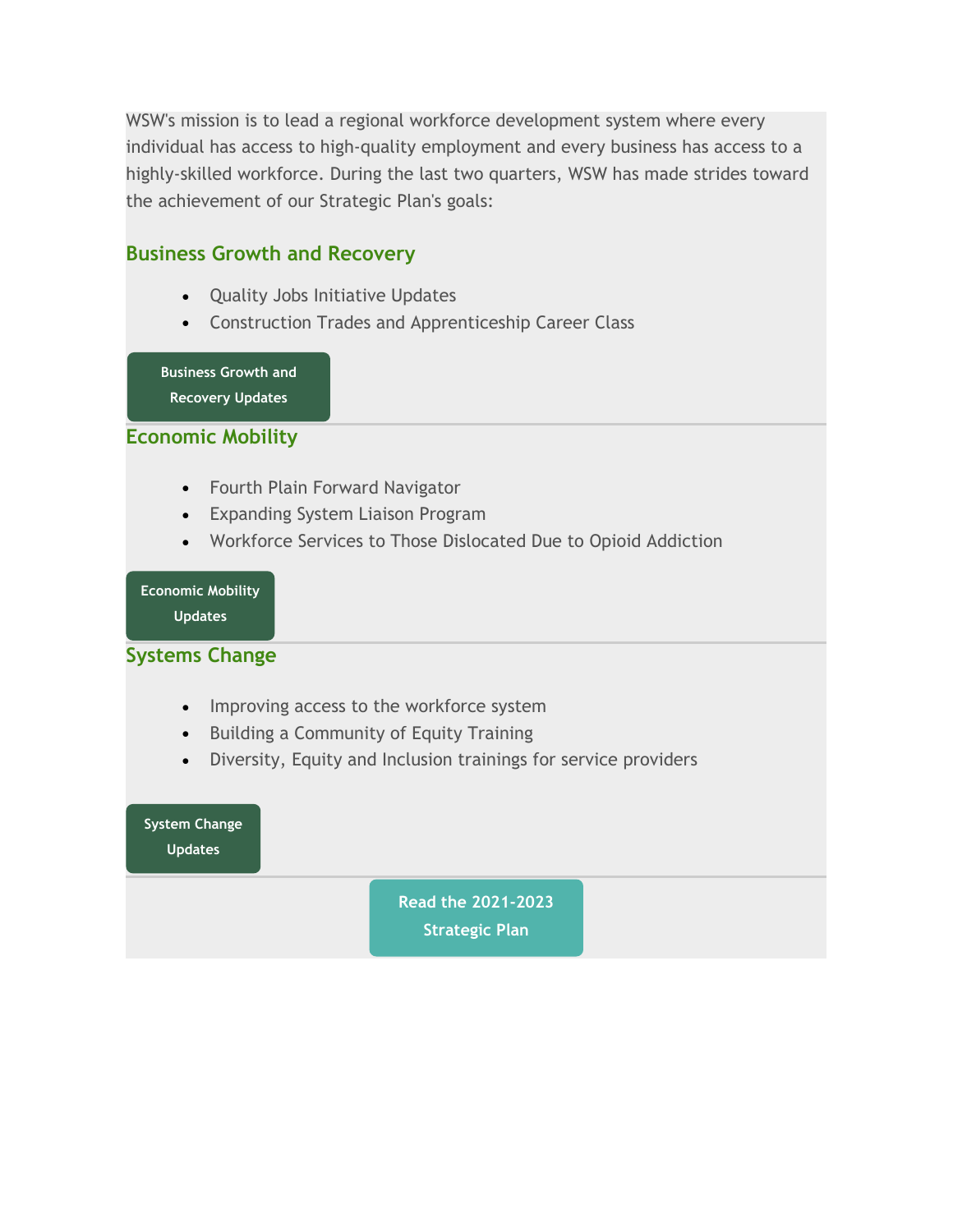WSW's mission is to lead a regional workforce development system where every individual has access to high-quality employment and every business has access to a highly-skilled workforce. During the last two quarters, WSW has made strides toward the achievement of our Strategic Plan's goals:

## Business Growth and Recovery

- Quality Jobs Initiative Updates
- Construction Trades and Apprenticeship Career Class

Business Growth and Recovery Updates

## Economic Mobility

- Fourth Plain Forward Navigator
- Expanding System Liaison Program
- Workforce Services to Those Dislocated Due to Opioid Addiction

Economic Mobility Updates

## Systems Change

- Improving access to the workforce system
- Building a Community of Equity Training
- Diversity, Equity and Inclusion trainings for service providers

System Change Updates

Read the 2021-2023 Strategic Plan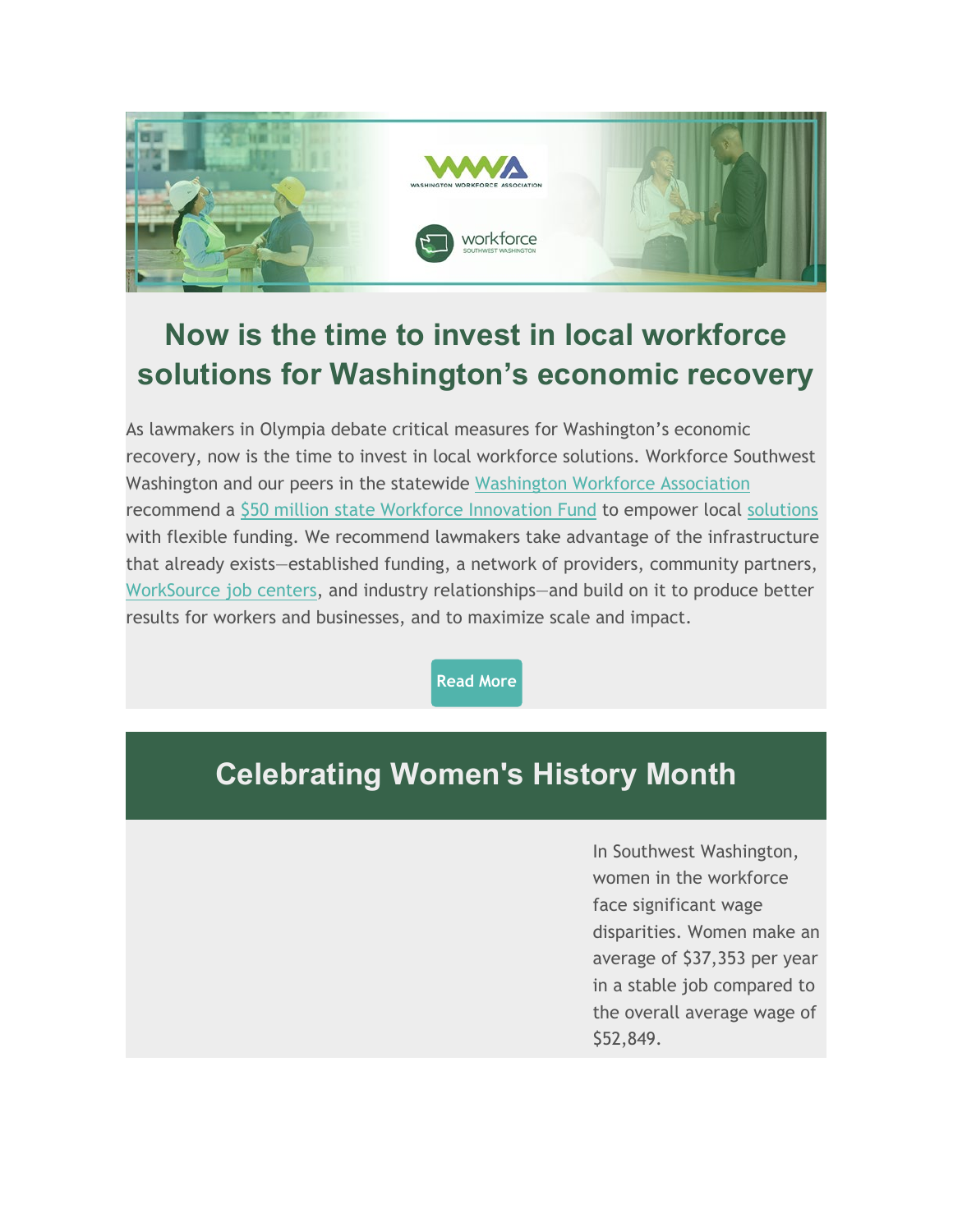# Now is the time to invest in local workforce solutions for Washington's economic recovery

As lawmakers in Olympia debate critical measures for Washington's economic recovery, now is the time to invest in local workforce solutions. Workforce Southwest Washington and our peers in the statewide Washington Workforce Association recommend a $50 million state Workforce Innovation Fund to empower local solutions with flexible funding. We recommend lawmakers take advantage of the infrastructure that already exists—established funding, a network of providers, community partners, WorkSource job centers, and industry relationships—and build on it to produce better results for workers and businesses, and to maximize scale and impact.

Read More

## Celebrating Women's History Month

In Southwest Washington, women in the workforce face significant wage disparities. Women make an average of $37,353 per year in a stable job compared to the overall average wage of $52,849.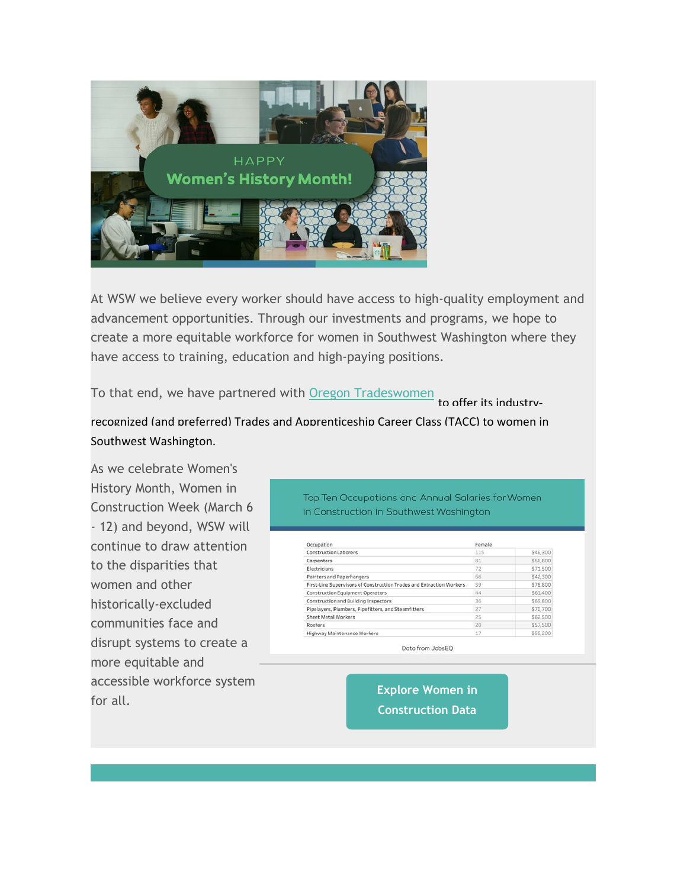At WSW we believe every worker should have access to high-quality employment and advancement opportunities. Through our investments and programs, we hope to create a more equitable workforce for women in Southwest Washington where they have access to training, education and high-paying positions.

To that end, we have partnered with Oregon Tradeswomen to offer its industry-recognized (and preferred) Trades and Apprenticeship Career Class (TACC) to women in Southwest Washington.

As we celebrate Women's History Month, Women in Construction Week (March 6 - 12) and beyond, WSW will continue to draw attention to the disparities that women and other historically-excluded communities face and disrupt systems to create a more equitable and accessible workforce system for all.

Top Ten Occupations and Annual Salaries for Women in Construction in Southwest Washington

| Occupation | Female | |
|---|---|---|
| Construction Laborers | 115 | $46,300 |
| Carpenters | 81 | $56,800 |
| Electricians | 72 | $71,500 |
| Painters and Paperhangers | 66 | $42,300 |
| First-Line Supervisors of Construction Trades and Extraction Workers | 59 | $78,800 |
| Construction Equipment Operators | 44 | $61,400 |
| Construction and Building Inspectors | 36 | $69,800 |
| Pipelayers, Plumbers, Pipefitters, and Steamfitters | 27 | $70,700 |
| Sheet Metal Workers | 25 | $62,500 |
| Roofers | 20 | $57,500 |
| Highway Maintenance Workers | 17 | $55,200 |

Data from JobsEQ

Explore Women in Construction Data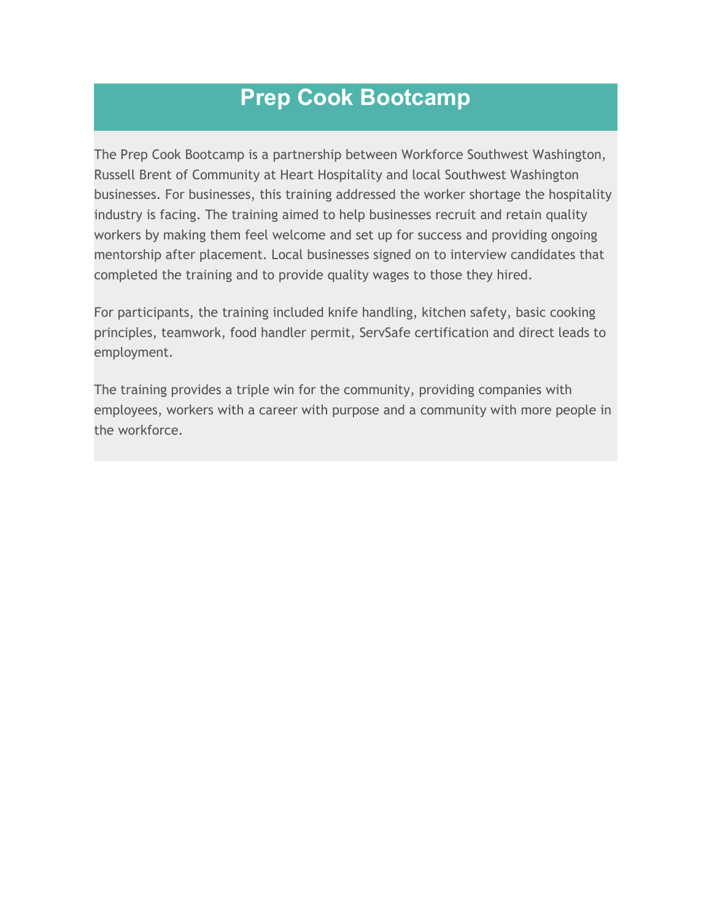# Prep Cook Bootcamp

The Prep Cook Bootcamp is a partnership between Workforce Southwest Washington, Russell Brent of Community at Heart Hospitality and local Southwest Washington businesses. For businesses, this training addressed the worker shortage the hospitality industry is facing. The training aimed to help businesses recruit and retain quality workers by making them feel welcome and set up for success and providing ongoing mentorship after placement. Local businesses signed on to interview candidates that completed the training and to provide quality wages to those they hired.

For participants, the training included knife handling, kitchen safety, basic cooking principles, teamwork, food handler permit, ServSafe certification and direct leads to employment.

The training provides a triple win for the community, providing companies with employees, workers with a career with purpose and a community with more people in the workforce.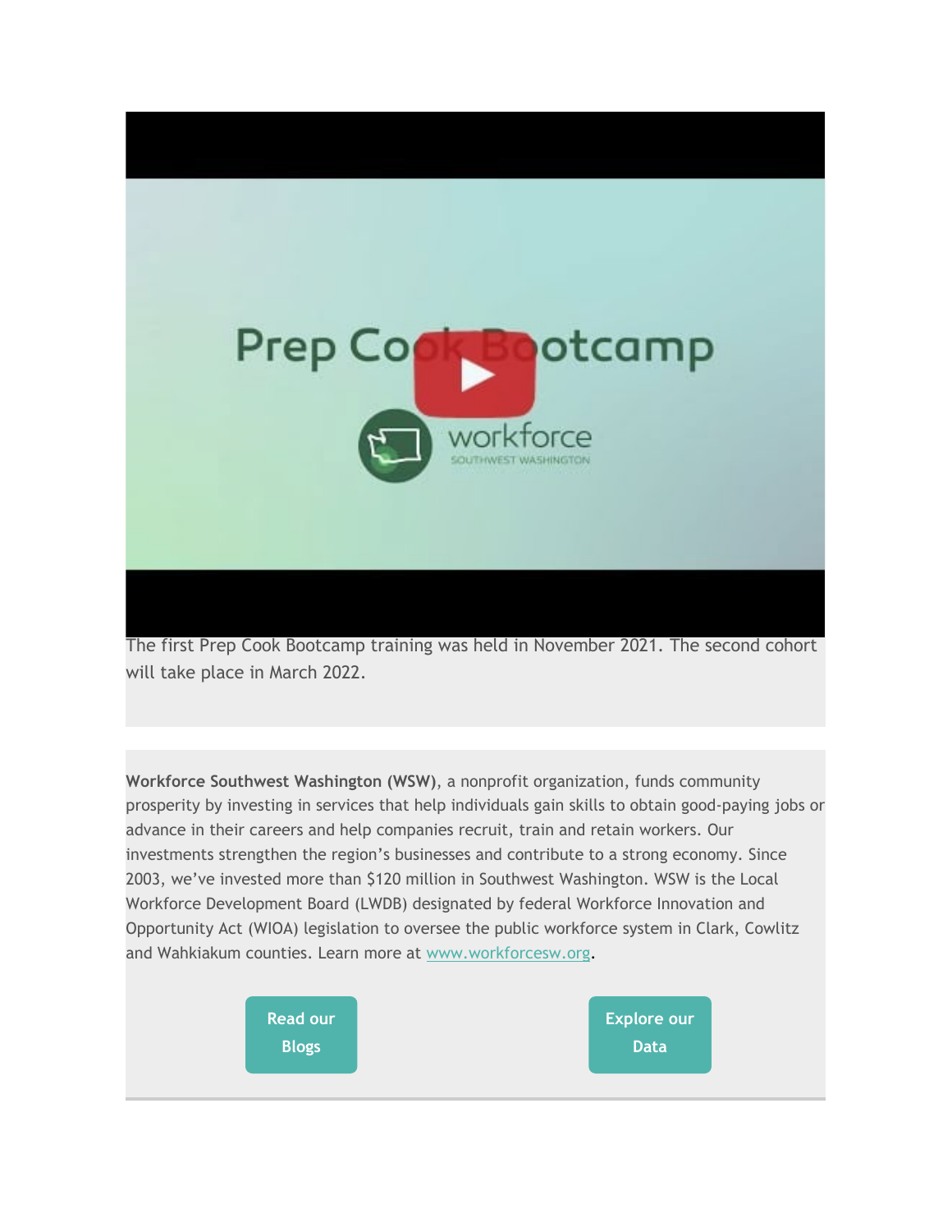The first Prep Cook Bootcamp training was held in November 2021. The second cohort will take place in March 2022.

**Workforce Southwest Washington (WSW)**, a nonprofit organization, funds community prosperity by investing in services that help individuals gain skills to obtain good-paying jobs or advance in their careers and help companies recruit, train and retain workers. Our investments strengthen the region's businesses and contribute to a strong economy. Since 2003, we've invested more than $120 million in Southwest Washington. WSW is the Local Workforce Development Board (LWDB) designated by federal Workforce Innovation and Opportunity Act (WIOA) legislation to oversee the public workforce system in Clark, Cowlitz and Wahkiakum counties. Learn more at [www.workforcesw.org](www.workforcesw.org).

Read our Blogs

Explore our Data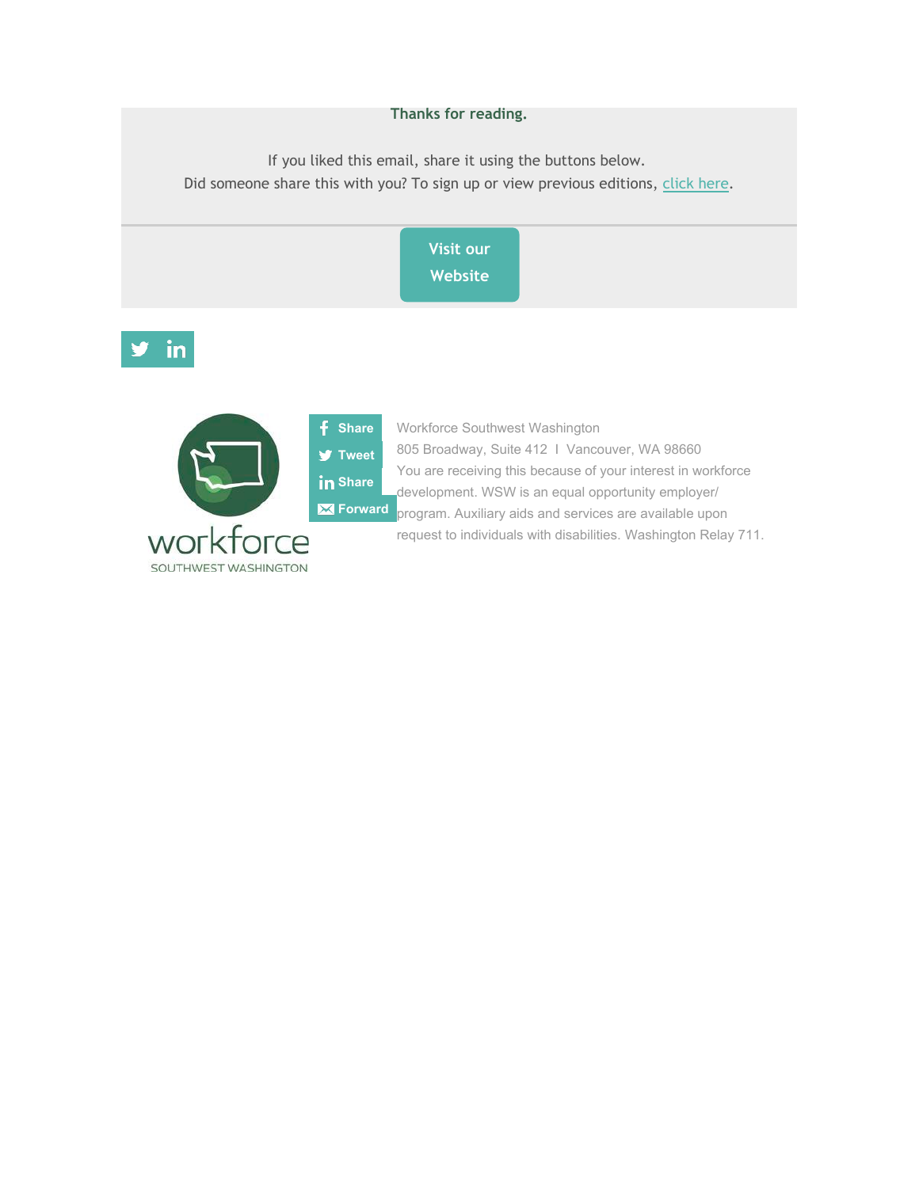**Thanks for reading.**

If you liked this email, share it using the buttons below.
Did someone share this with you? To sign up or view previous editions, click here.

Visit our Website

Share
Tweet
Share
Forward

Workforce Southwest Washington
805 Broadway, Suite 412 I Vancouver, WA 98660
You are receiving this because of your interest in workforce development. WSW is an equal opportunity employer/ program. Auxiliary aids and services are available upon request to individuals with disabilities. Washington Relay 711.